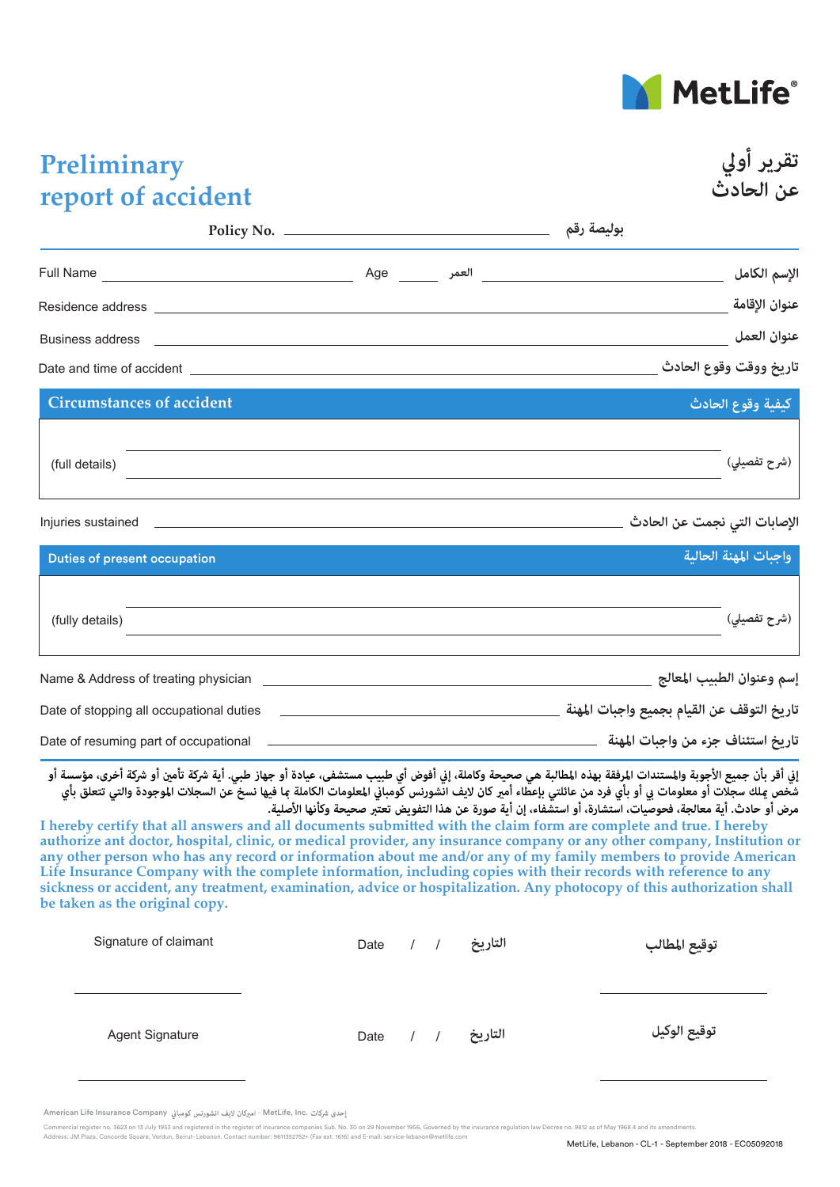MetLife

# Preliminary report of accident

# تقرير أولي عن الحادث

**Policy No.** ______________________ بوليصة رقم

Full Name ______________________ Age ______ العمر ______________________ الإسم الكامل

Residence address ______________________ عنوان الإقامة

Business address ______________________ عنوان العمل

Date and time of accident ______________________ تاريخ ووقت وقوع الحادث

## Circumstances of accident — كيفية وقوع الحادث

(full details) ______________________ (شرح تفصيلي)

______________________

Injuries sustained ______________________ الإصابات التي نجمت عن الحادث

## Duties of present occupation — واجبات المهنة الحالية

(fully details) ______________________ (شرح تفصيلي)

______________________

Name & Address of treating physician ______________________ إسم وعنوان الطبيب المعالج

Date of stopping all occupational duties ______________________ تاريخ التوقف عن القيام بجميع واجبات المهنة

Date of resuming part of occupational ______________________ تاريخ استئناف جزء من واجبات المهنة

إني أقر بأن جميع الأجوبة والمستندات المرفقة بهذه المطالبة هي صحيحة وكاملة، إني أفوض أي طبيب مستشفى، عيادة أو جهاز طبي. أية شركة تأمين أو شركة أخرى، مؤسسة أو شخص يملك سجلات أو معلومات بي أو بأي فرد من عائلتي بإعطاء أمير كان لايف انشورنس كومباني المعلومات الكاملة بما فيها نسخ عن السجلات الموجودة والتي تتعلق بأي مرض أو حادث. أية معالجة، فحوصيات، استشارة، أو استشفاء، إن أية صورة عن هذا التفويض تعتبر صحيحة وكأنها الأصلية.

**I hereby certify that all answers and all documents submitted with the claim form are complete and true. I hereby authorize ant doctor, hospital, clinic, or medical provider, any insurance company or any other company, Institution or any other person who has any record or information about me and/or any of my family members to provide American Life Insurance Company with the complete information, including copies with their records with reference to any sickness or accident, any treatment, examination, advice or hospitalization. Any photocopy of this authorization shall be taken as the original copy.**

| Signature of claimant | Date / / التاريخ | توقيع المطالب |
|---|---|---|
| ______________________ | | ______________________ |
| Agent Signature | Date / / التاريخ | توقيع الوكيل |
| ______________________ | | ______________________ |

American Life Insurance Company أميركان لايف انشورنس كومباني - MetLife, Inc. إحدى شركات

Commercial register no. 3623 on 13 July 1953 and registered in the register of insurance companies Sub. No. 30 on 29 November 1956, Governed by the insurance regulation law Decree no. 9812 as of May 1968 4 and its amendments.
Address: JM Plaza, Concorde Square, Verdun, Beirut- Lebanon. Contact number: 9611352752+ (Fax ext. 1616) and E-mail: service-lebanon@metlife.com

MetLife, Lebanon - CL-1 - September 2018 - EC05092018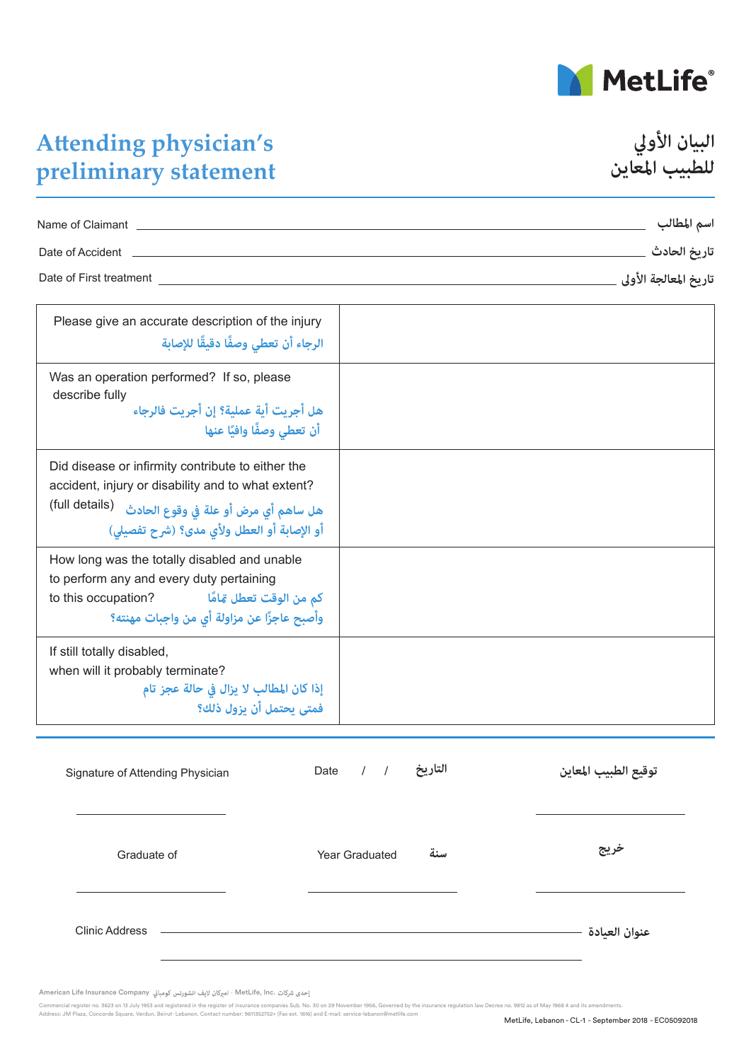MetLife®

# Attending physician's preliminary statement

# البيان الأولي للطبيب المعاين

Name of Claimant ______________________________ اسم المطالب

Date of Accident ______________________________ تاريخ الحادث

Date of First treatment ______________________________ تاريخ المعالجة الأولى

| | |
|---|---|
| Please give an accurate description of the injury<br>الرجاء أن تعطي وصفًا دقيقًا للإصابة | |
| Was an operation performed? If so, please describe fully<br>هل أجريت أية عملية؟ إن أجريت فالرجاء أن تعطي وصفًا وافيًا عنها | |
| Did disease or infirmity contribute to either the accident, injury or disability and to what extent? (full details)<br>هل ساهم أي مرض أو علة في وقوع الحادث أو الإصابة أو العطل ولأي مدى؟ (شرح تفصيلي) | |
| How long was the totally disabled and unable to perform any and every duty pertaining to this occupation?<br>كم من الوقت تعطل تمامًا وأصبح عاجزًا عن مزاولة أي من واجبات مهنته؟ | |
| If still totally disabled, when will it probably terminate?<br>إذا كان المطالب لا يزال في حالة عجز تام فمتى يحتمل أن يزول ذلك؟ | |

Signature of Attending Physician ____________ Date / / التاريخ توقيع الطبيب المعاين ____________

Graduate of ____________ Year Graduated ____________ سنة خريج ____________

Clinic Address ______________________________ عنوان العيادة

______________________________

American Life Insurance Company أميركان لايف انشورنس كومباني - MetLife, Inc. إحدى شركات

Commercial register no. 3623 on 13 July 1953 and registered in the register of insurance companies Sub. No. 30 on 29 November 1956, Governed by the insurance regulation law Decree no. 9812 as of May 1968 4 and its amendments.
Address: JM Plaza, Concorde Square, Verdun, Beirut- Lebanon. Contact number: 9611352752+ (Fax ext. 1616) and E-mail: service-lebanon@metlife.com

MetLife, Lebanon - CL-1 - September 2018 - EC05092018